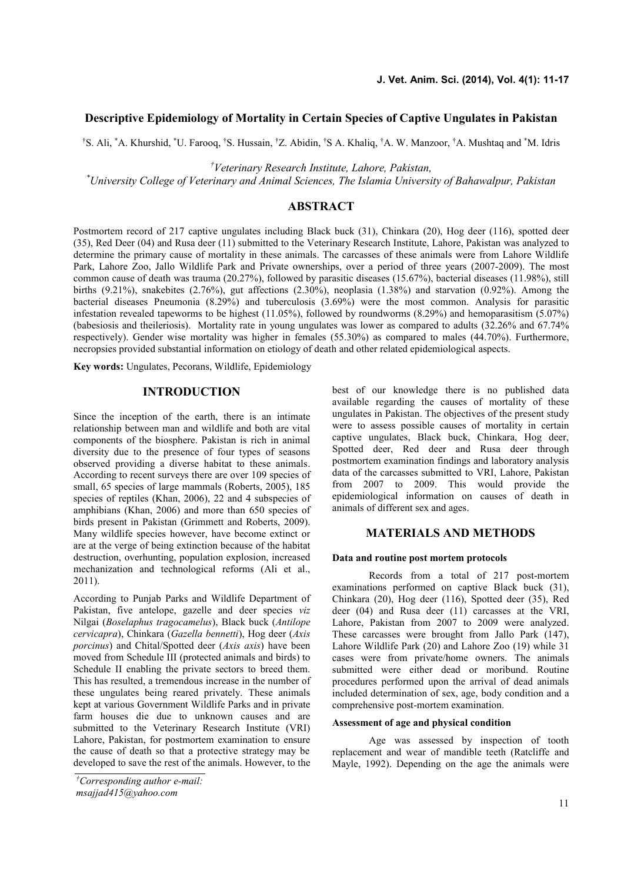# Descriptive Epidemiology of Mortality in Certain Species of Captive Ungulates in Pakistan

[†]S. Ali, [*]A. Khurshid, [*]U. Farooq, [†]S. Hussain, [†]Z. Abidin, [†]S A. Khaliq, [†]A. W. Manzoor, [†]A. Mushtaq and [*]M. Idris

[†]*Veterinary Research Institute, Lahore, Pakistan,*
[*]*University College of Veterinary and Animal Sciences, The Islamia University of Bahawalpur, Pakistan*

## ABSTRACT

Postmortem record of 217 captive ungulates including Black buck (31), Chinkara (20), Hog deer (116), spotted deer (35), Red Deer (04) and Rusa deer (11) submitted to the Veterinary Research Institute, Lahore, Pakistan was analyzed to determine the primary cause of mortality in these animals. The carcasses of these animals were from Lahore Wildlife Park, Lahore Zoo, Jallo Wildlife Park and Private ownerships, over a period of three years (2007-2009). The most common cause of death was trauma (20.27%), followed by parasitic diseases (15.67%), bacterial diseases (11.98%), still births (9.21%), snakebites (2.76%), gut affections (2.30%), neoplasia (1.38%) and starvation (0.92%). Among the bacterial diseases Pneumonia (8.29%) and tuberculosis (3.69%) were the most common. Analysis for parasitic infestation revealed tapeworms to be highest (11.05%), followed by roundworms (8.29%) and hemoparasitism (5.07%) (babesiosis and theileriosis). Mortality rate in young ungulates was lower as compared to adults (32.26% and 67.74% respectively). Gender wise mortality was higher in females (55.30%) as compared to males (44.70%). Furthermore, necropsies provided substantial information on etiology of death and other related epidemiological aspects.

**Key words:** Ungulates, Pecorans, Wildlife, Epidemiology

## INTRODUCTION

Since the inception of the earth, there is an intimate relationship between man and wildlife and both are vital components of the biosphere. Pakistan is rich in animal diversity due to the presence of four types of seasons observed providing a diverse habitat to these animals. According to recent surveys there are over 109 species of small, 65 species of large mammals (Roberts, 2005), 185 species of reptiles (Khan, 2006), 22 and 4 subspecies of amphibians (Khan, 2006) and more than 650 species of birds present in Pakistan (Grimmett and Roberts, 2009). Many wildlife species however, have become extinct or are at the verge of being extinction because of the habitat destruction, overhunting, population explosion, increased mechanization and technological reforms (Ali et al., 2011).

According to Punjab Parks and Wildlife Department of Pakistan, five antelope, gazelle and deer species *viz* Nilgai (*Boselaphus tragocamelus*), Black buck (*Antilope cervicapra*), Chinkara (*Gazella bennetti*), Hog deer (*Axis porcinus*) and Chital/Spotted deer (*Axis axis*) have been moved from Schedule III (protected animals and birds) to Schedule II enabling the private sectors to breed them. This has resulted, a tremendous increase in the number of these ungulates being reared privately. These animals kept at various Government Wildlife Parks and in private farm houses die due to unknown causes and are submitted to the Veterinary Research Institute (VRI) Lahore, Pakistan, for postmortem examination to ensure the cause of death so that a protective strategy may be developed to save the rest of the animals. However, to the best of our knowledge there is no published data available regarding the causes of mortality of these ungulates in Pakistan. The objectives of the present study were to assess possible causes of mortality in certain captive ungulates, Black buck, Chinkara, Hog deer, Spotted deer, Red deer and Rusa deer through postmortem examination findings and laboratory analysis data of the carcasses submitted to VRI, Lahore, Pakistan from 2007 to 2009. This would provide the epidemiological information on causes of death in animals of different sex and ages.

[†]*Corresponding author e-mail: msajjad415@yahoo.com*

## MATERIALS AND METHODS

### Data and routine post mortem protocols

Records from a total of 217 post-mortem examinations performed on captive Black buck (31), Chinkara (20), Hog deer (116), Spotted deer (35), Red deer (04) and Rusa deer (11) carcasses at the VRI, Lahore, Pakistan from 2007 to 2009 were analyzed. These carcasses were brought from Jallo Park (147), Lahore Wildlife Park (20) and Lahore Zoo (19) while 31 cases were from private/home owners. The animals submitted were either dead or moribund. Routine procedures performed upon the arrival of dead animals included determination of sex, age, body condition and a comprehensive post-mortem examination.

### Assessment of age and physical condition

Age was assessed by inspection of tooth replacement and wear of mandible teeth (Ratcliffe and Mayle, 1992). Depending on the age the animals were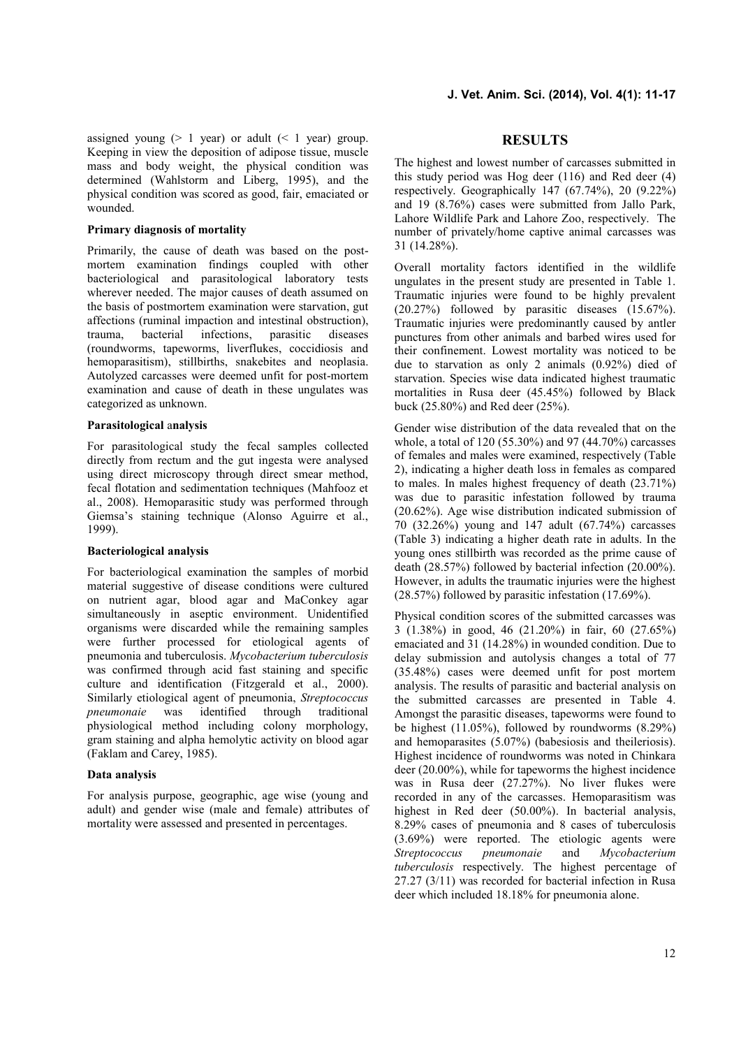assigned young (> 1 year) or adult (< 1 year) group. Keeping in view the deposition of adipose tissue, muscle mass and body weight, the physical condition was determined (Wahlstorm and Liberg, 1995), and the physical condition was scored as good, fair, emaciated or wounded.

**Primary diagnosis of mortality**

Primarily, the cause of death was based on the post-mortem examination findings coupled with other bacteriological and parasitological laboratory tests wherever needed. The major causes of death assumed on the basis of postmortem examination were starvation, gut affections (ruminal impaction and intestinal obstruction), trauma, bacterial infections, parasitic diseases (roundworms, tapeworms, liverflukes, coccidiosis and hemoparasitism), stillbirths, snakebites and neoplasia. Autolyzed carcasses were deemed unfit for post-mortem examination and cause of death in these ungulates was categorized as unknown.

**Parasitological analysis**

For parasitological study the fecal samples collected directly from rectum and the gut ingesta were analysed using direct microscopy through direct smear method, fecal flotation and sedimentation techniques (Mahfooz et al., 2008). Hemoparasitic study was performed through Giemsa's staining technique (Alonso Aguirre et al., 1999).

**Bacteriological analysis**

For bacteriological examination the samples of morbid material suggestive of disease conditions were cultured on nutrient agar, blood agar and MaConkey agar simultaneously in aseptic environment. Unidentified organisms were discarded while the remaining samples were further processed for etiological agents of pneumonia and tuberculosis. *Mycobacterium tuberculosis* was confirmed through acid fast staining and specific culture and identification (Fitzgerald et al., 2000). Similarly etiological agent of pneumonia, *Streptococcus pneumonaie* was identified through traditional physiological method including colony morphology, gram staining and alpha hemolytic activity on blood agar (Faklam and Carey, 1985).

**Data analysis**

For analysis purpose, geographic, age wise (young and adult) and gender wise (male and female) attributes of mortality were assessed and presented in percentages.

## RESULTS

The highest and lowest number of carcasses submitted in this study period was Hog deer (116) and Red deer (4) respectively. Geographically 147 (67.74%), 20 (9.22%) and 19 (8.76%) cases were submitted from Jallo Park, Lahore Wildlife Park and Lahore Zoo, respectively. The number of privately/home captive animal carcasses was 31 (14.28%).

Overall mortality factors identified in the wildlife ungulates in the present study are presented in Table 1. Traumatic injuries were found to be highly prevalent (20.27%) followed by parasitic diseases (15.67%). Traumatic injuries were predominantly caused by antler punctures from other animals and barbed wires used for their confinement. Lowest mortality was noticed to be due to starvation as only 2 animals (0.92%) died of starvation. Species wise data indicated highest traumatic mortalities in Rusa deer (45.45%) followed by Black buck (25.80%) and Red deer (25%).

Gender wise distribution of the data revealed that on the whole, a total of 120 (55.30%) and 97 (44.70%) carcasses of females and males were examined, respectively (Table 2), indicating a higher death loss in females as compared to males. In males highest frequency of death (23.71%) was due to parasitic infestation followed by trauma (20.62%). Age wise distribution indicated submission of 70 (32.26%) young and 147 adult (67.74%) carcasses (Table 3) indicating a higher death rate in adults. In the young ones stillbirth was recorded as the prime cause of death (28.57%) followed by bacterial infection (20.00%). However, in adults the traumatic injuries were the highest (28.57%) followed by parasitic infestation (17.69%).

Physical condition scores of the submitted carcasses was 3 (1.38%) in good, 46 (21.20%) in fair, 60 (27.65%) emaciated and 31 (14.28%) in wounded condition. Due to delay submission and autolysis changes a total of 77 (35.48%) cases were deemed unfit for post mortem analysis. The results of parasitic and bacterial analysis on the submitted carcasses are presented in Table 4. Amongst the parasitic diseases, tapeworms were found to be highest (11.05%), followed by roundworms (8.29%) and hemoparasites (5.07%) (babesiosis and theileriosis). Highest incidence of roundworms was noted in Chinkara deer (20.00%), while for tapeworms the highest incidence was in Rusa deer (27.27%). No liver flukes were recorded in any of the carcasses. Hemoparasitism was highest in Red deer (50.00%). In bacterial analysis, 8.29% cases of pneumonia and 8 cases of tuberculosis (3.69%) were reported. The etiologic agents were *Streptococcus pneumonaie* and *Mycobacterium tuberculosis* respectively. The highest percentage of 27.27 (3/11) was recorded for bacterial infection in Rusa deer which included 18.18% for pneumonia alone.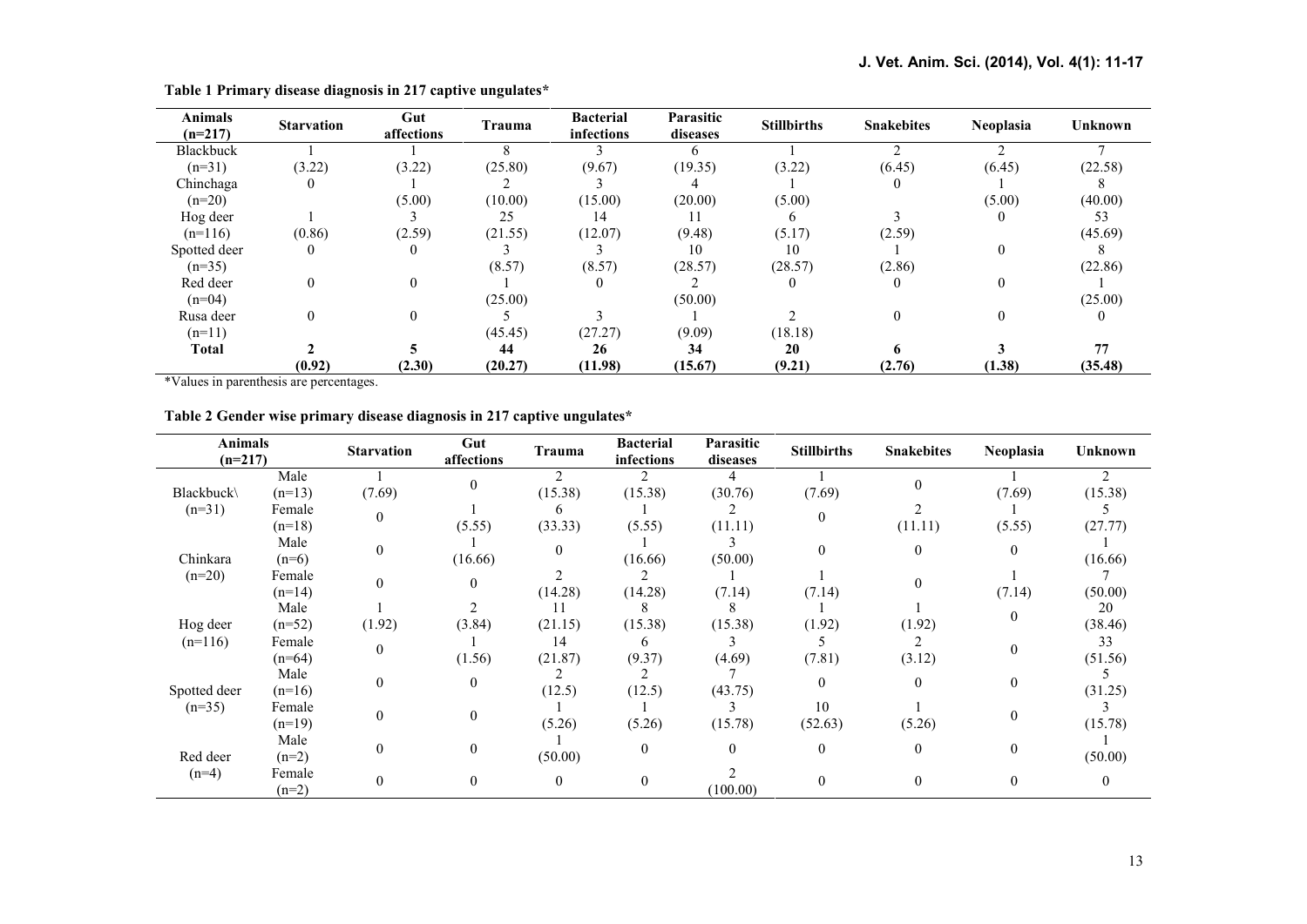**Table 1 Primary disease diagnosis in 217 captive ungulates***

| Animals (n=217) | Starvation | Gut affections | Trauma | Bacterial infections | Parasitic diseases | Stillbirths | Snakebites | Neoplasia | Unknown |
|---|---|---|---|---|---|---|---|---|---|
| Blackbuck (n=31) | 1 (3.22) | 1 (3.22) | 8 (25.80) | 3 (9.67) | 6 (19.35) | 1 (3.22) | 2 (6.45) | 2 (6.45) | 7 (22.58) |
| Chinchaga (n=20) | 0 | 1 (5.00) | 2 (10.00) | 3 (15.00) | 4 (20.00) | 1 (5.00) | 0 | 1 (5.00) | 8 (40.00) |
| Hog deer (n=116) | 1 (0.86) | 3 (2.59) | 25 (21.55) | 14 (12.07) | 11 (9.48) | 6 (5.17) | 3 (2.59) | 0 | 53 (45.69) |
| Spotted deer (n=35) | 0 | 0 | 3 (8.57) | 3 (8.57) | 10 (28.57) | 10 (28.57) | 1 (2.86) | 0 | 8 (22.86) |
| Red deer (n=04) | 0 | 0 | 1 (25.00) | 0 | 2 (50.00) | 0 | 0 | 0 | 1 (25.00) |
| Rusa deer (n=11) | 0 | 0 | 5 (45.45) | 3 (27.27) | 1 (9.09) | 2 (18.18) | 0 | 0 | 0 |
| **Total** | **2 (0.92)** | **5 (2.30)** | **44 (20.27)** | **26 (11.98)** | **34 (15.67)** | **20 (9.21)** | **6 (2.76)** | **3 (1.38)** | **77 (35.48)** |

*Values in parenthesis are percentages.

**Table 2 Gender wise primary disease diagnosis in 217 captive ungulates***

| Animals (n=217) | | Starvation | Gut affections | Trauma | Bacterial infections | Parasitic diseases | Stillbirths | Snakebites | Neoplasia | Unknown |
|---|---|---|---|---|---|---|---|---|---|---|
| Blackbuck\ (n=31) | Male (n=13) | 1 (7.69) | 0 | 2 (15.38) | 2 (15.38) | 4 (30.76) | 1 (7.69) | 0 | 1 (7.69) | 2 (15.38) |
| | Female (n=18) | 0 | 1 (5.55) | 6 (33.33) | 1 (5.55) | 2 (11.11) | 0 | 2 (11.11) | 1 (5.55) | 5 (27.77) |
| Chinkara (n=20) | Male (n=6) | 0 | 1 (16.66) | 0 | 1 (16.66) | 3 (50.00) | 0 | 0 | 0 | 1 (16.66) |
| | Female (n=14) | 0 | 0 | 2 (14.28) | 2 (14.28) | 1 (7.14) | 1 (7.14) | 0 | 1 (7.14) | 7 (50.00) |
| Hog deer (n=116) | Male (n=52) | 1 (1.92) | 2 (3.84) | 11 (21.15) | 8 (15.38) | 8 (15.38) | 1 (1.92) | 1 (1.92) | 0 | 20 (38.46) |
| | Female (n=64) | 0 | 1 (1.56) | 14 (21.87) | 6 (9.37) | 3 (4.69) | 5 (7.81) | 2 (3.12) | 0 | 33 (51.56) |
| Spotted deer (n=35) | Male (n=16) | 0 | 0 | 2 (12.5) | 2 (12.5) | 7 (43.75) | 0 | 0 | 0 | 5 (31.25) |
| | Female (n=19) | 0 | 0 | 1 (5.26) | 1 (5.26) | 3 (15.78) | 10 (52.63) | 1 (5.26) | 0 | 3 (15.78) |
| Red deer (n=4) | Male (n=2) | 0 | 0 | 1 (50.00) | 0 | 0 | 0 | 0 | 0 | 1 (50.00) |
| | Female (n=2) | 0 | 0 | 0 | 0 | 2 (100.00) | 0 | 0 | 0 | 0 |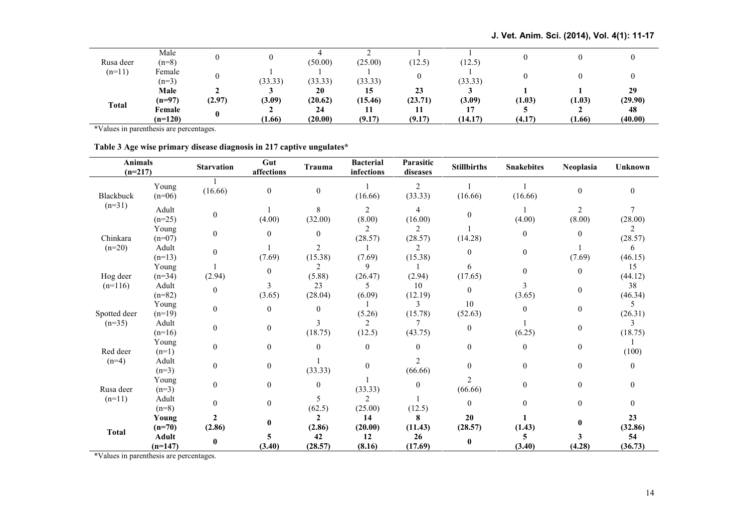| | | | | | | | | | | |
|---|---|---|---|---|---|---|---|---|---|---|
| Rusa deer (n=11) | Male (n=8) | 0 | 0 | 4 (50.00) | 2 (25.00) | 1 (12.5) | 1 (12.5) | 0 | 0 | 0 |
| | Female (n=3) | 0 | 1 (33.33) | 1 (33.33) | 1 (33.33) | 0 | 1 (33.33) | 0 | 0 | 0 |
| **Total** | **Male (n=97)** | **2 (2.97)** | **3 (3.09)** | **20 (20.62)** | **15 (15.46)** | **23 (23.71)** | **3 (3.09)** | **1 (1.03)** | **1 (1.03)** | **29 (29.90)** |
| | **Female (n=120)** | **0** | **2 (1.66)** | **24 (20.00)** | **11 (9.17)** | **11 (9.17)** | **17 (14.17)** | **5 (4.17)** | **2 (1.66)** | **48 (40.00)** |

*Values in parenthesis are percentages.

**Table 3 Age wise primary disease diagnosis in 217 captive ungulates***

| Animals (n=217) | | Starvation | Gut affections | Trauma | Bacterial infections | Parasitic diseases | Stillbirths | Snakebites | Neoplasia | Unknown |
|---|---|---|---|---|---|---|---|---|---|---|
| Blackbuck (n=31) | Young (n=06) | 1 (16.66) | 0 | 0 | 1 (16.66) | 2 (33.33) | 1 (16.66) | 1 (16.66) | 0 | 0 |
| | Adult (n=25) | 0 | 1 (4.00) | 8 (32.00) | 2 (8.00) | 4 (16.00) | 0 | 1 (4.00) | 2 (8.00) | 7 (28.00) |
| Chinkara (n=20) | Young (n=07) | 0 | 0 | 0 | 2 (28.57) | 2 (28.57) | 1 (14.28) | 0 | 0 | 2 (28.57) |
| | Adult (n=13) | 0 | 1 (7.69) | 2 (15.38) | 1 (7.69) | 2 (15.38) | 0 | 0 | 1 (7.69) | 6 (46.15) |
| Hog deer (n=116) | Young (n=34) | 1 (2.94) | 0 | 2 (5.88) | 9 (26.47) | 1 (2.94) | 6 (17.65) | 0 | 0 | 15 (44.12) |
| | Adult (n=82) | 0 | 3 (3.65) | 23 (28.04) | 5 (6.09) | 10 (12.19) | 0 | 3 (3.65) | 0 | 38 (46.34) |
| Spotted deer (n=35) | Young (n=19) | 0 | 0 | 0 | 1 (5.26) | 3 (15.78) | 10 (52.63) | 0 | 0 | 5 (26.31) |
| | Adult (n=16) | 0 | 0 | 3 (18.75) | 2 (12.5) | 7 (43.75) | 0 | 1 (6.25) | 0 | 3 (18.75) |
| Red deer (n=4) | Young (n=1) | 0 | 0 | 0 | 0 | 0 | 0 | 0 | 0 | 1 (100) |
| | Adult (n=3) | 0 | 0 | 1 (33.33) | 0 | 2 (66.66) | 0 | 0 | 0 | 0 |
| Rusa deer (n=11) | Young (n=3) | 0 | 0 | 0 | 1 (33.33) | 0 | 2 (66.66) | 0 | 0 | 0 |
| | Adult (n=8) | 0 | 0 | 5 (62.5) | 2 (25.00) | 1 (12.5) | 0 | 0 | 0 | 0 |
| **Total** | **Young (n=70)** | **2 (2.86)** | **0** | **2 (2.86)** | **14 (20.00)** | **8 (11.43)** | **20 (28.57)** | **1 (1.43)** | **0** | **23 (32.86)** |
| | **Adult (n=147)** | **0** | **5 (3.40)** | **42 (28.57)** | **12 (8.16)** | **26 (17.69)** | **0** | **5 (3.40)** | **3 (4.28)** | **54 (36.73)** |

*Values in parenthesis are percentages.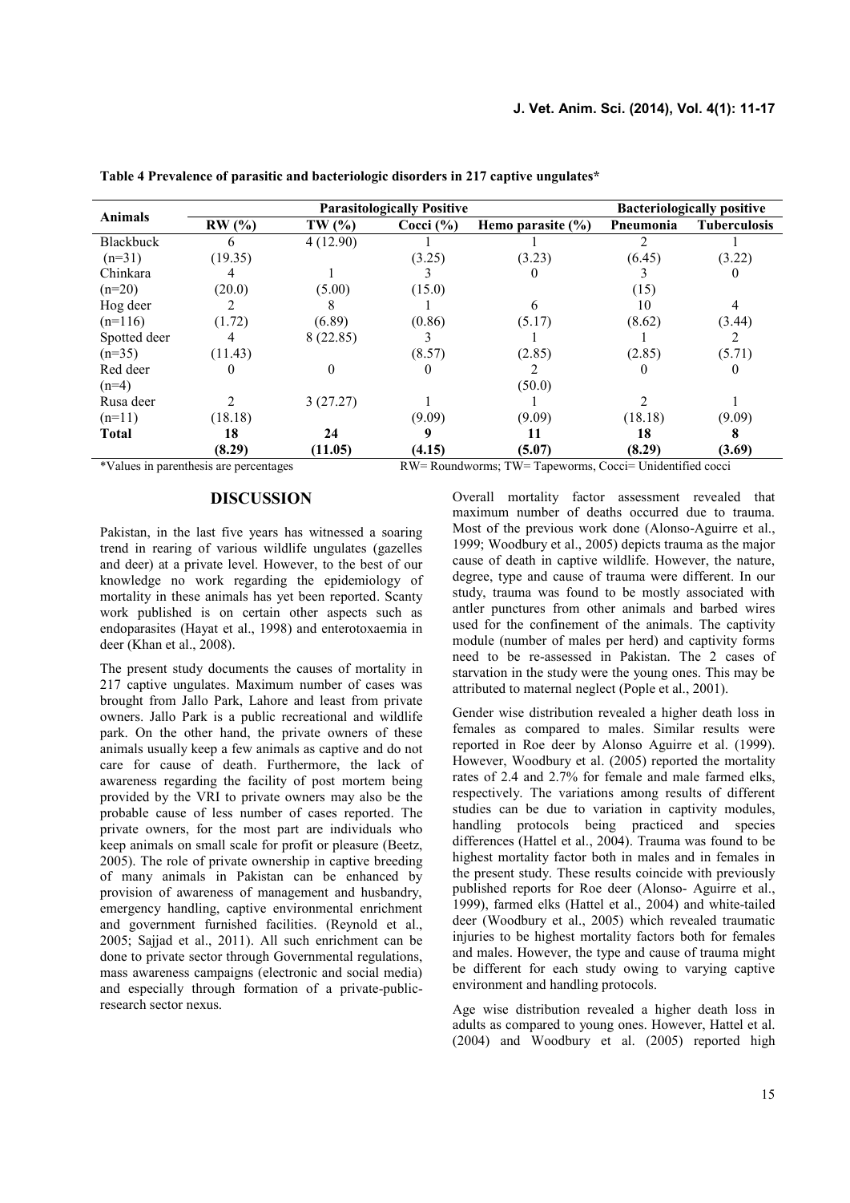**Table 4 Prevalence of parasitic and bacteriologic disorders in 217 captive ungulates***

| Animals | Parasitologically Positive | | | | Bacteriologically positive | |
|---|---|---|---|---|---|---|
| | RW (%) | TW (%) | Cocci (%) | Hemo parasite (%) | Pneumonia | Tuberculosis |
| Blackbuck (n=31) | 6 (19.35) | 4 (12.90) | 1 (3.25) | 1 (3.23) | 2 (6.45) | 1 (3.22) |
| Chinkara (n=20) | 4 (20.0) | 1 (5.00) | 3 (15.0) | 0 | 3 (15) | 0 |
| Hog deer (n=116) | 2 (1.72) | 8 (6.89) | 1 (0.86) | 6 (5.17) | 10 (8.62) | 4 (3.44) |
| Spotted deer (n=35) | 4 (11.43) | 8 (22.85) | 3 (8.57) | 1 (2.85) | 1 (2.85) | 2 (5.71) |
| Red deer (n=4) | 0 | 0 | 0 | 2 (50.0) | 0 | 0 |
| Rusa deer (n=11) | 2 (18.18) | 3 (27.27) | 1 (9.09) | 1 (9.09) | 2 (18.18) | 1 (9.09) |
| **Total** | **18 (8.29)** | **24 (11.05)** | **9 (4.15)** | **11 (5.07)** | **18 (8.29)** | **8 (3.69)** |

*Values in parenthesis are percentages RW= Roundworms; TW= Tapeworms, Cocci= Unidentified cocci

## DISCUSSION

Pakistan, in the last five years has witnessed a soaring trend in rearing of various wildlife ungulates (gazelles and deer) at a private level. However, to the best of our knowledge no work regarding the epidemiology of mortality in these animals has yet been reported. Scanty work published is on certain other aspects such as endoparasites (Hayat et al., 1998) and enterotoxaemia in deer (Khan et al., 2008).

The present study documents the causes of mortality in 217 captive ungulates. Maximum number of cases was brought from Jallo Park, Lahore and least from private owners. Jallo Park is a public recreational and wildlife park. On the other hand, the private owners of these animals usually keep a few animals as captive and do not care for cause of death. Furthermore, the lack of awareness regarding the facility of post mortem being provided by the VRI to private owners may also be the probable cause of less number of cases reported. The private owners, for the most part are individuals who keep animals on small scale for profit or pleasure (Beetz, 2005). The role of private ownership in captive breeding of many animals in Pakistan can be enhanced by provision of awareness of management and husbandry, emergency handling, captive environmental enrichment and government furnished facilities. (Reynold et al., 2005; Sajjad et al., 2011). All such enrichment can be done to private sector through Governmental regulations, mass awareness campaigns (electronic and social media) and especially through formation of a private-public-research sector nexus.

Overall mortality factor assessment revealed that maximum number of deaths occurred due to trauma. Most of the previous work done (Alonso-Aguirre et al., 1999; Woodbury et al., 2005) depicts trauma as the major cause of death in captive wildlife. However, the nature, degree, type and cause of trauma were different. In our study, trauma was found to be mostly associated with antler punctures from other animals and barbed wires used for the confinement of the animals. The captivity module (number of males per herd) and captivity forms need to be re-assessed in Pakistan. The 2 cases of starvation in the study were the young ones. This may be attributed to maternal neglect (Pople et al., 2001).

Gender wise distribution revealed a higher death loss in females as compared to males. Similar results were reported in Roe deer by Alonso Aguirre et al. (1999). However, Woodbury et al. (2005) reported the mortality rates of 2.4 and 2.7% for female and male farmed elks, respectively. The variations among results of different studies can be due to variation in captivity modules, handling protocols being practiced and species differences (Hattel et al., 2004). Trauma was found to be highest mortality factor both in males and in females in the present study. These results coincide with previously published reports for Roe deer (Alonso- Aguirre et al., 1999), farmed elks (Hattel et al., 2004) and white-tailed deer (Woodbury et al., 2005) which revealed traumatic injuries to be highest mortality factors both for females and males. However, the type and cause of trauma might be different for each study owing to varying captive environment and handling protocols.

Age wise distribution revealed a higher death loss in adults as compared to young ones. However, Hattel et al. (2004) and Woodbury et al. (2005) reported high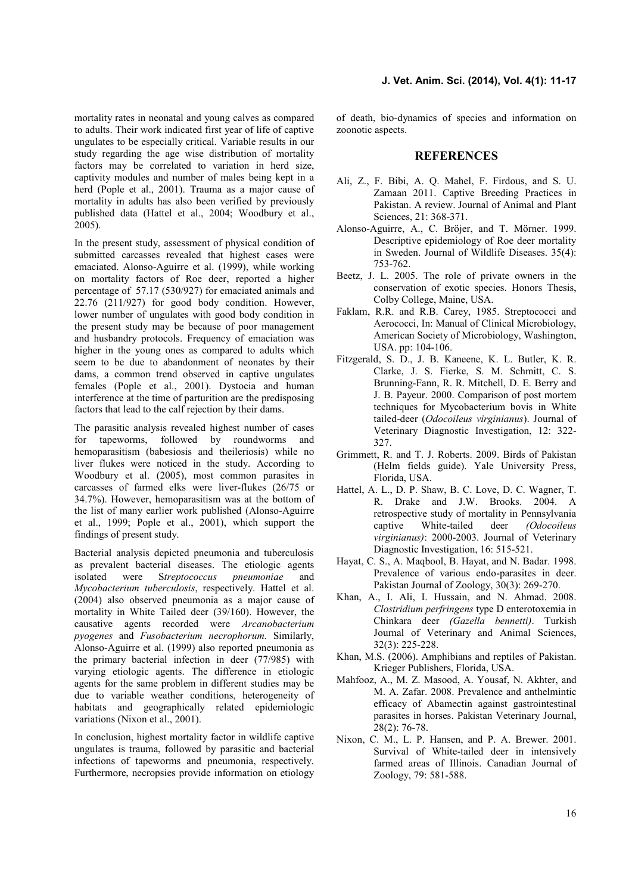mortality rates in neonatal and young calves as compared to adults. Their work indicated first year of life of captive ungulates to be especially critical. Variable results in our study regarding the age wise distribution of mortality factors may be correlated to variation in herd size, captivity modules and number of males being kept in a herd (Pople et al., 2001). Trauma as a major cause of mortality in adults has also been verified by previously published data (Hattel et al., 2004; Woodbury et al., 2005).

In the present study, assessment of physical condition of submitted carcasses revealed that highest cases were emaciated. Alonso-Aguirre et al. (1999), while working on mortality factors of Roe deer, reported a higher percentage of 57.17 (530/927) for emaciated animals and 22.76 (211/927) for good body condition. However, lower number of ungulates with good body condition in the present study may be because of poor management and husbandry protocols. Frequency of emaciation was higher in the young ones as compared to adults which seem to be due to abandonment of neonates by their dams, a common trend observed in captive ungulates females (Pople et al., 2001). Dystocia and human interference at the time of parturition are the predisposing factors that lead to the calf rejection by their dams.

The parasitic analysis revealed highest number of cases for tapeworms, followed by roundworms and hemoparasitism (babesiosis and theileriosis) while no liver flukes were noticed in the study. According to Woodbury et al. (2005), most common parasites in carcasses of farmed elks were liver-flukes (26/75 or 34.7%). However, hemoparasitism was at the bottom of the list of many earlier work published (Alonso-Aguirre et al., 1999; Pople et al., 2001), which support the findings of present study.

Bacterial analysis depicted pneumonia and tuberculosis as prevalent bacterial diseases. The etiologic agents isolated were S*treptococcus pneumoniae* and *Mycobacterium tuberculosis*, respectively. Hattel et al. (2004) also observed pneumonia as a major cause of mortality in White Tailed deer (39/160). However, the causative agents recorded were *Arcanobacterium pyogenes* and *Fusobacterium necrophorum.* Similarly, Alonso-Aguirre et al. (1999) also reported pneumonia as the primary bacterial infection in deer (77/985) with varying etiologic agents. The difference in etiologic agents for the same problem in different studies may be due to variable weather conditions, heterogeneity of habitats and geographically related epidemiologic variations (Nixon et al., 2001).

In conclusion, highest mortality factor in wildlife captive ungulates is trauma, followed by parasitic and bacterial infections of tapeworms and pneumonia, respectively. Furthermore, necropsies provide information on etiology of death, bio-dynamics of species and information on zoonotic aspects.

## REFERENCES

Ali, Z., F. Bibi, A. Q. Mahel, F. Firdous, and S. U. Zamaan 2011. Captive Breeding Practices in Pakistan. A review. Journal of Animal and Plant Sciences, 21: 368-371.

Alonso-Aguirre, A., C. Bröjer, and T. Mörner. 1999. Descriptive epidemiology of Roe deer mortality in Sweden. Journal of Wildlife Diseases. 35(4): 753-762.

Beetz, J. L. 2005. The role of private owners in the conservation of exotic species. Honors Thesis, Colby College, Maine, USA.

Faklam, R.R. and R.B. Carey, 1985. Streptococci and Aerococci, In: Manual of Clinical Microbiology, American Society of Microbiology, Washington, USA. pp: 104-106.

Fitzgerald, S. D., J. B. Kaneene, K. L. Butler, K. R. Clarke, J. S. Fierke, S. M. Schmitt, C. S. Brunning-Fann, R. R. Mitchell, D. E. Berry and J. B. Payeur. 2000. Comparison of post mortem techniques for Mycobacterium bovis in White tailed-deer (*Odocoileus virginianus*). Journal of Veterinary Diagnostic Investigation, 12: 322-327.

Grimmett, R. and T. J. Roberts. 2009. Birds of Pakistan (Helm fields guide). Yale University Press, Florida, USA.

Hattel, A. L., D. P. Shaw, B. C. Love, D. C. Wagner, T. R. Drake and J.W. Brooks. 2004. A retrospective study of mortality in Pennsylvania captive White-tailed deer *(Odocoileus virginianus)*: 2000-2003. Journal of Veterinary Diagnostic Investigation, 16: 515-521.

Hayat, C. S., A. Maqbool, B. Hayat, and N. Badar. 1998. Prevalence of various endo-parasites in deer. Pakistan Journal of Zoology, 30(3): 269-270.

Khan, A., I. Ali, I. Hussain, and N. Ahmad. 2008. *Clostridium perfringens* type D enterotoxemia in Chinkara deer *(Gazella bennetti)*. Turkish Journal of Veterinary and Animal Sciences, 32(3): 225-228.

Khan, M.S. (2006). Amphibians and reptiles of Pakistan. Krieger Publishers, Florida, USA.

Mahfooz, A., M. Z. Masood, A. Yousaf, N. Akhter, and M. A. Zafar. 2008. Prevalence and anthelmintic efficacy of Abamectin against gastrointestinal parasites in horses. Pakistan Veterinary Journal, 28(2): 76-78.

Nixon, C. M., L. P. Hansen, and P. A. Brewer. 2001. Survival of White-tailed deer in intensively farmed areas of Illinois. Canadian Journal of Zoology, 79: 581-588.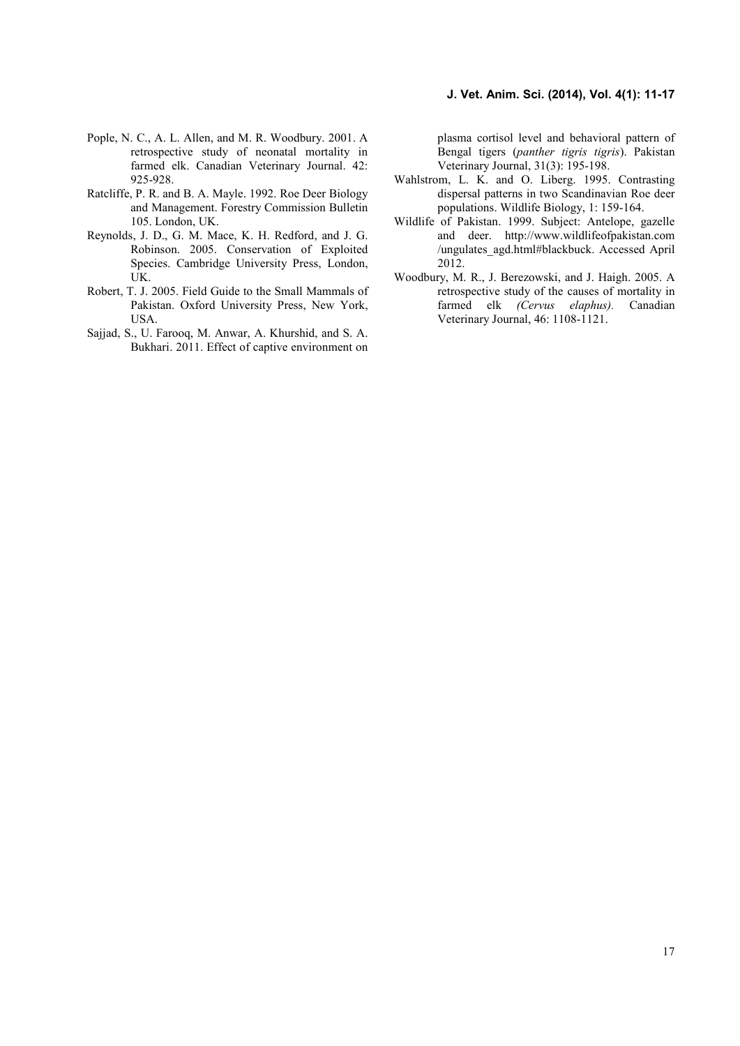Pople, N. C., A. L. Allen, and M. R. Woodbury. 2001. A retrospective study of neonatal mortality in farmed elk. Canadian Veterinary Journal. 42: 925-928.

Ratcliffe, P. R. and B. A. Mayle. 1992. Roe Deer Biology and Management. Forestry Commission Bulletin 105. London, UK.

Reynolds, J. D., G. M. Mace, K. H. Redford, and J. G. Robinson. 2005. Conservation of Exploited Species. Cambridge University Press, London, UK.

Robert, T. J. 2005. Field Guide to the Small Mammals of Pakistan. Oxford University Press, New York, USA.

Sajjad, S., U. Farooq, M. Anwar, A. Khurshid, and S. A. Bukhari. 2011. Effect of captive environment on plasma cortisol level and behavioral pattern of Bengal tigers (*panther tigris tigris*). Pakistan Veterinary Journal, 31(3): 195-198.

Wahlstrom, L. K. and O. Liberg. 1995. Contrasting dispersal patterns in two Scandinavian Roe deer populations. Wildlife Biology, 1: 159-164.

Wildlife of Pakistan. 1999. Subject: Antelope, gazelle and deer. http://www.wildlifeofpakistan.com /ungulates_agd.html#blackbuck. Accessed April 2012.

Woodbury, M. R., J. Berezowski, and J. Haigh. 2005. A retrospective study of the causes of mortality in farmed elk *(Cervus elaphus).* Canadian Veterinary Journal, 46: 1108-1121.